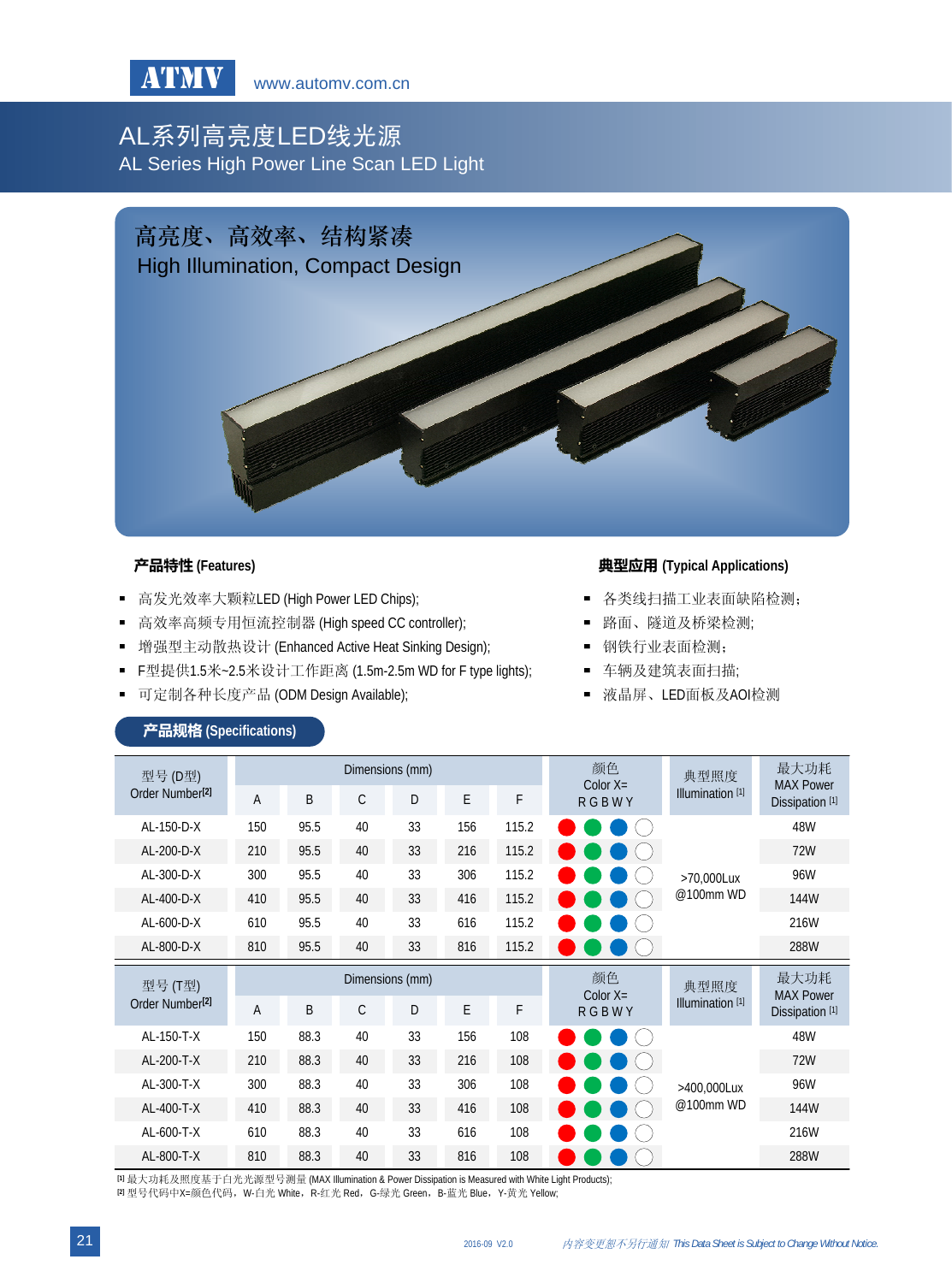ATMV www.automv.com.cn

# AL系列高亮度LED线光源
# AL Series High Power Line Scan LED Light

## 高亮度、高效率、结构紧凑
## High Illumination, Compact Design

### 产品特性 (Features)

- 高发光效率大颗粒LED (High Power LED Chips);
- 高效率高频专用恒流控制器 (High speed CC controller);
- 增强型主动散热设计 (Enhanced Active Heat Sinking Design);
- F型提供1.5米~2.5米设计工作距离 (1.5m-2.5m WD for F type lights);
- 可定制各种长度产品 (ODM Design Available);

### 典型应用 (Typical Applications)

- 各类线扫描工业表面缺陷检测;
- 路面、隧道及桥梁检测;
- 钢铁行业表面检测;
- 车辆及建筑表面扫描;
- 液晶屏、LED面板及AOI检测

### 产品规格 (Specifications)

| 型号 (D型) Order Number[2] | Dimensions (mm) | | | | | | 颜色 Color X= R G B W Y | 典型照度 Illumination [1] | 最大功耗 MAX Power Dissipation [1] |
|---|---|---|---|---|---|---|---|---|---|
| | A | B | C | D | E | F | | | |
| AL-150-D-X | 150 | 95.5 | 40 | 33 | 156 | 115.2 | R G B W | >70,000Lux @100mm WD | 48W |
| AL-200-D-X | 210 | 95.5 | 40 | 33 | 216 | 115.2 | R G B W | | 72W |
| AL-300-D-X | 300 | 95.5 | 40 | 33 | 306 | 115.2 | R G B W | | 96W |
| AL-400-D-X | 410 | 95.5 | 40 | 33 | 416 | 115.2 | R G B W | | 144W |
| AL-600-D-X | 610 | 95.5 | 40 | 33 | 616 | 115.2 | R G B W | | 216W |
| AL-800-D-X | 810 | 95.5 | 40 | 33 | 816 | 115.2 | R G B W | | 288W |

| 型号 (T型) Order Number[2] | Dimensions (mm) | | | | | | 颜色 Color X= R G B W Y | 典型照度 Illumination [1] | 最大功耗 MAX Power Dissipation [1] |
|---|---|---|---|---|---|---|---|---|---|
| | A | B | C | D | E | F | | | |
| AL-150-T-X | 150 | 88.3 | 40 | 33 | 156 | 108 | R G B W | >400,000Lux @100mm WD | 48W |
| AL-200-T-X | 210 | 88.3 | 40 | 33 | 216 | 108 | R G B W | | 72W |
| AL-300-T-X | 300 | 88.3 | 40 | 33 | 306 | 108 | R G B W | | 96W |
| AL-400-T-X | 410 | 88.3 | 40 | 33 | 416 | 108 | R G B W | | 144W |
| AL-600-T-X | 610 | 88.3 | 40 | 33 | 616 | 108 | R G B W | | 216W |
| AL-800-T-X | 810 | 88.3 | 40 | 33 | 816 | 108 | R G B W | | 288W |

[1] 最大功耗及照度基于白光光源型号测量 (MAX Illumination & Power Dissipation is Measured with White Light Products);
[2] 型号代码中X=颜色代码，W-白光 White，R-红光 Red，G-绿光 Green，B-蓝光 Blue，Y-黄光 Yellow;

2016-09 V2.0 内容变更恕不另行通知 This Data Sheet is Subject to Change Without Notice.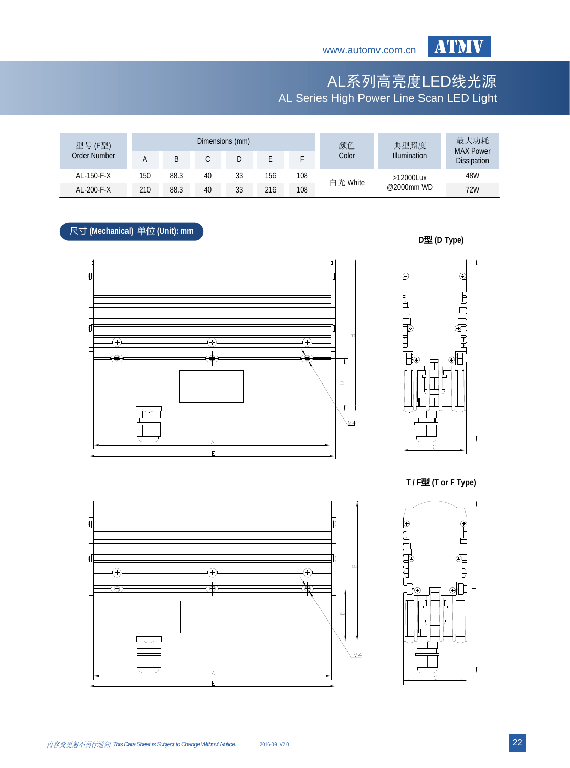# AL系列高亮度LED线光源

## AL Series High Power Line Scan LED Light

| 型号 (F型) Order Number | Dimensions (mm) | | | | | | 颜色 Color | 典型照度 Illumination | 最大功耗 MAX Power Dissipation |
|---|---|---|---|---|---|---|---|---|---|
| | A | B | C | D | E | F | | | |
| AL-150-F-X | 150 | 88.3 | 40 | 33 | 156 | 108 | 白光 White | >12000Lux @2000mm WD | 48W |
| AL-200-F-X | 210 | 88.3 | 40 | 33 | 216 | 108 | | | 72W |

**尺寸 (Mechanical) 单位 (Unit): mm**

**D型 (D Type)**

B
D
M4
A
E
F
C

**T / F型 (T or F Type)**

B
D
M4
A
E
F
C

*内容变更恕不另行通知 This Data Sheet is Subject to Change Without Notice.* 2016-09 V2.0